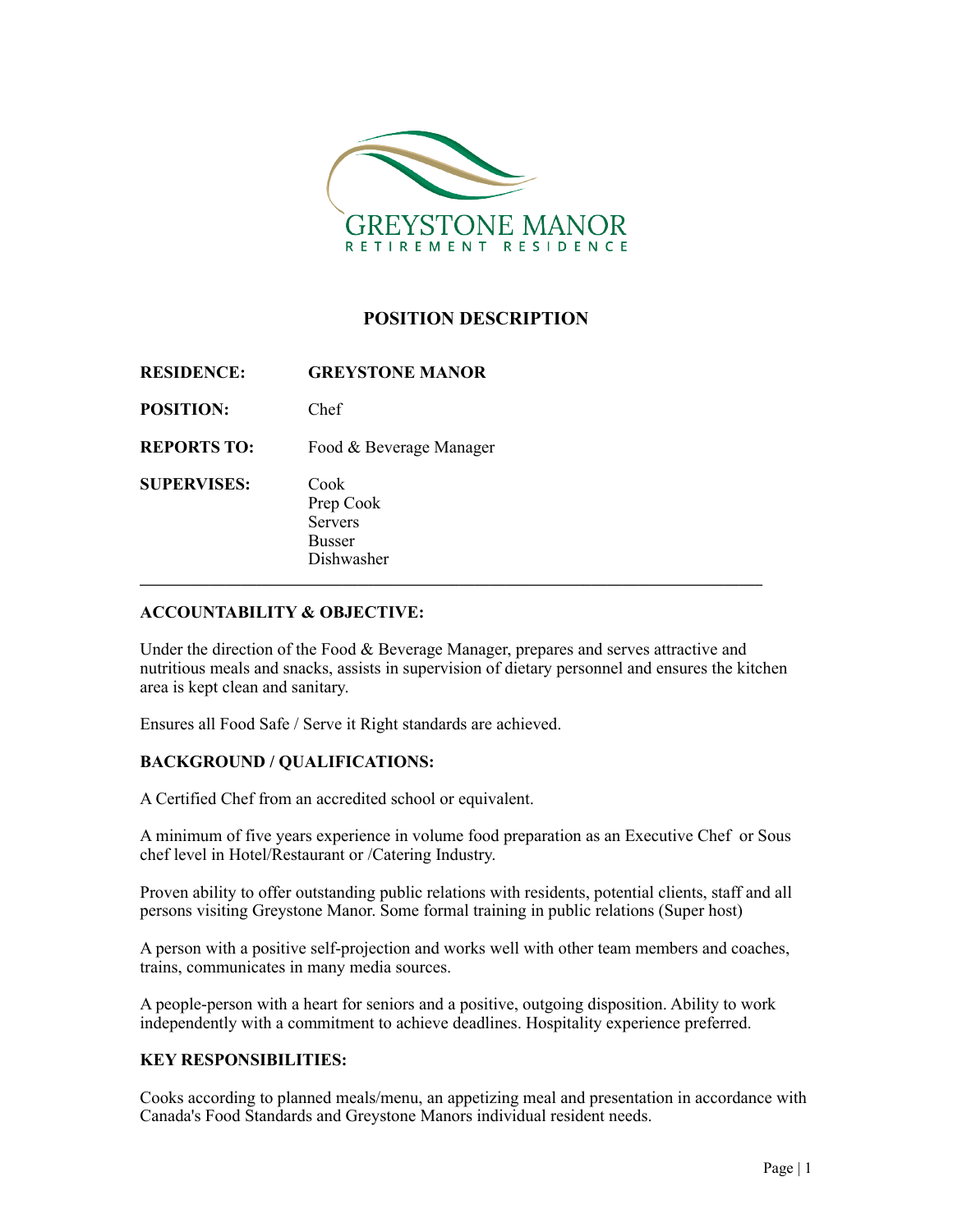GREYSTONE MANOR
RETIREMENT RESIDENCE

# POSITION DESCRIPTION

**RESIDENCE:** **GREYSTONE MANOR**

**POSITION:** Chef

**REPORTS TO:** Food & Beverage Manager

**SUPERVISES:** Cook
Prep Cook
Servers
Busser
Dishwasher

---

## ACCOUNTABILITY & OBJECTIVE:

Under the direction of the Food & Beverage Manager, prepares and serves attractive and nutritious meals and snacks, assists in supervision of dietary personnel and ensures the kitchen area is kept clean and sanitary.

Ensures all Food Safe / Serve it Right standards are achieved.

## BACKGROUND / QUALIFICATIONS:

A Certified Chef from an accredited school or equivalent.

A minimum of five years experience in volume food preparation as an Executive Chef  or Sous chef level in Hotel/Restaurant or /Catering Industry.

Proven ability to offer outstanding public relations with residents, potential clients, staff and all persons visiting Greystone Manor. Some formal training in public relations (Super host)

A person with a positive self-projection and works well with other team members and coaches, trains, communicates in many media sources.

A people-person with a heart for seniors and a positive, outgoing disposition. Ability to work independently with a commitment to achieve deadlines. Hospitality experience preferred.

## KEY RESPONSIBILITIES:

Cooks according to planned meals/menu, an appetizing meal and presentation in accordance with Canada's Food Standards and Greystone Manors individual resident needs.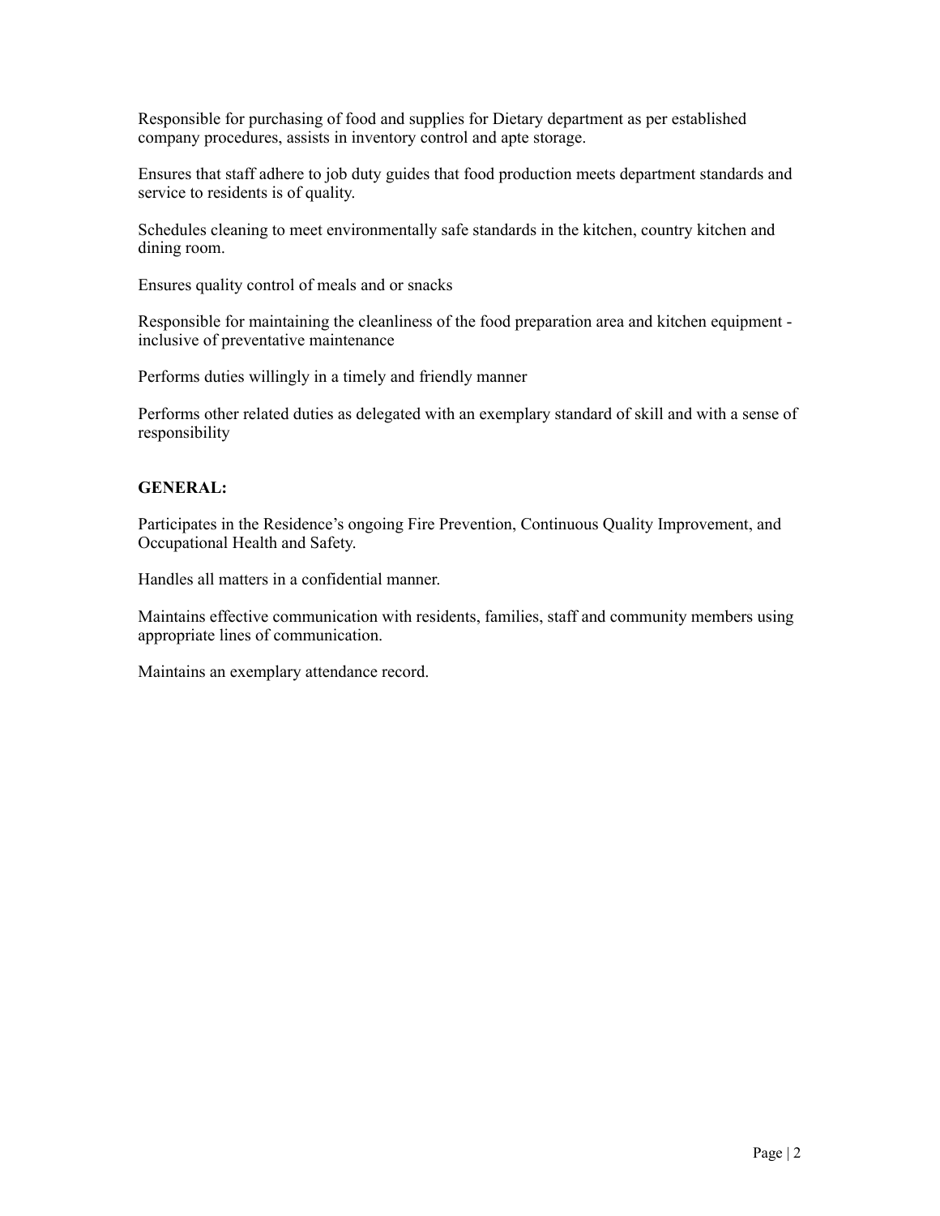Responsible for purchasing of food and supplies for Dietary department as per established company procedures, assists in inventory control and apte storage.

Ensures that staff adhere to job duty guides that food production meets department standards and service to residents is of quality.

Schedules cleaning to meet environmentally safe standards in the kitchen, country kitchen and dining room.

Ensures quality control of meals and or snacks

Responsible for maintaining the cleanliness of the food preparation area and kitchen equipment - inclusive of preventative maintenance

Performs duties willingly in a timely and friendly manner

Performs other related duties as delegated with an exemplary standard of skill and with a sense of responsibility

**GENERAL:**

Participates in the Residence's ongoing Fire Prevention, Continuous Quality Improvement, and Occupational Health and Safety.

Handles all matters in a confidential manner.

Maintains effective communication with residents, families, staff and community members using appropriate lines of communication.

Maintains an exemplary attendance record.